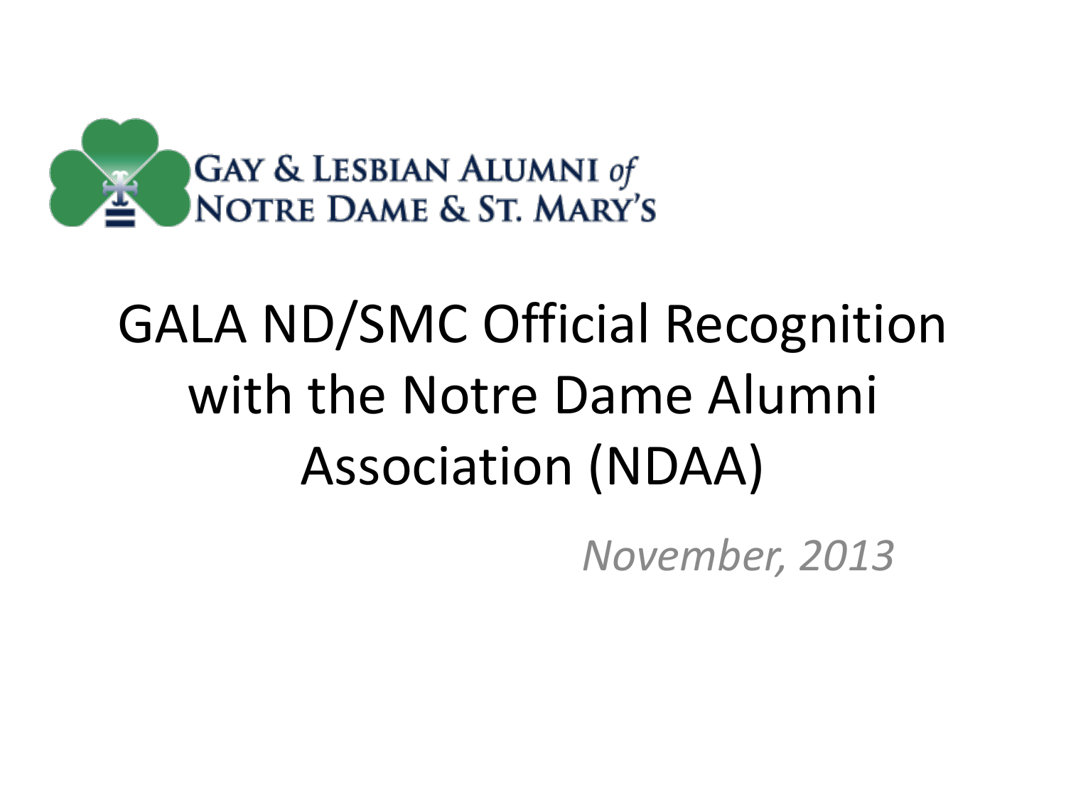GAY & LESBIAN ALUMNI *of* NOTRE DAME & ST. MARY'S

# GALA ND/SMC Official Recognition with the Notre Dame Alumni Association (NDAA)

*November, 2013*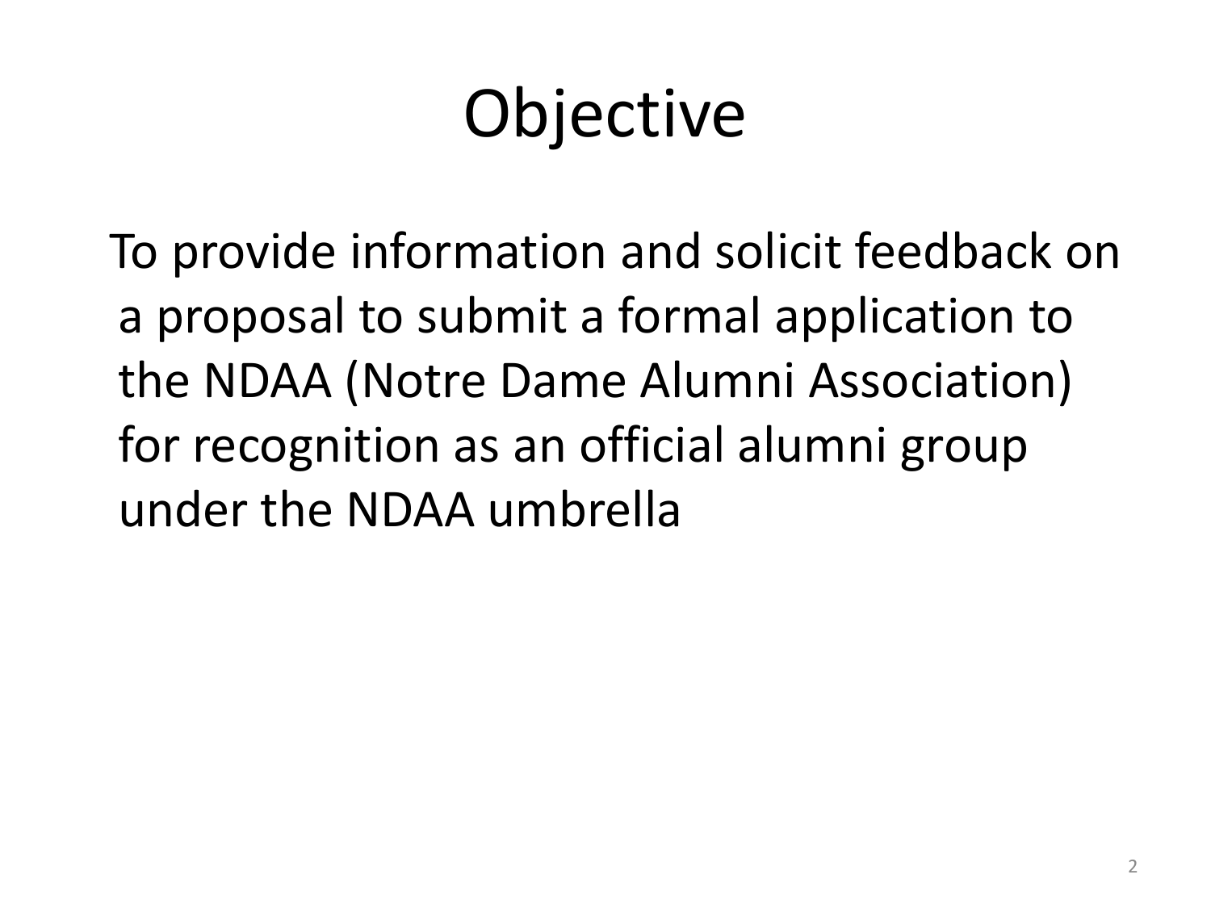# Objective

To provide information and solicit feedback on a proposal to submit a formal application to the NDAA (Notre Dame Alumni Association) for recognition as an official alumni group under the NDAA umbrella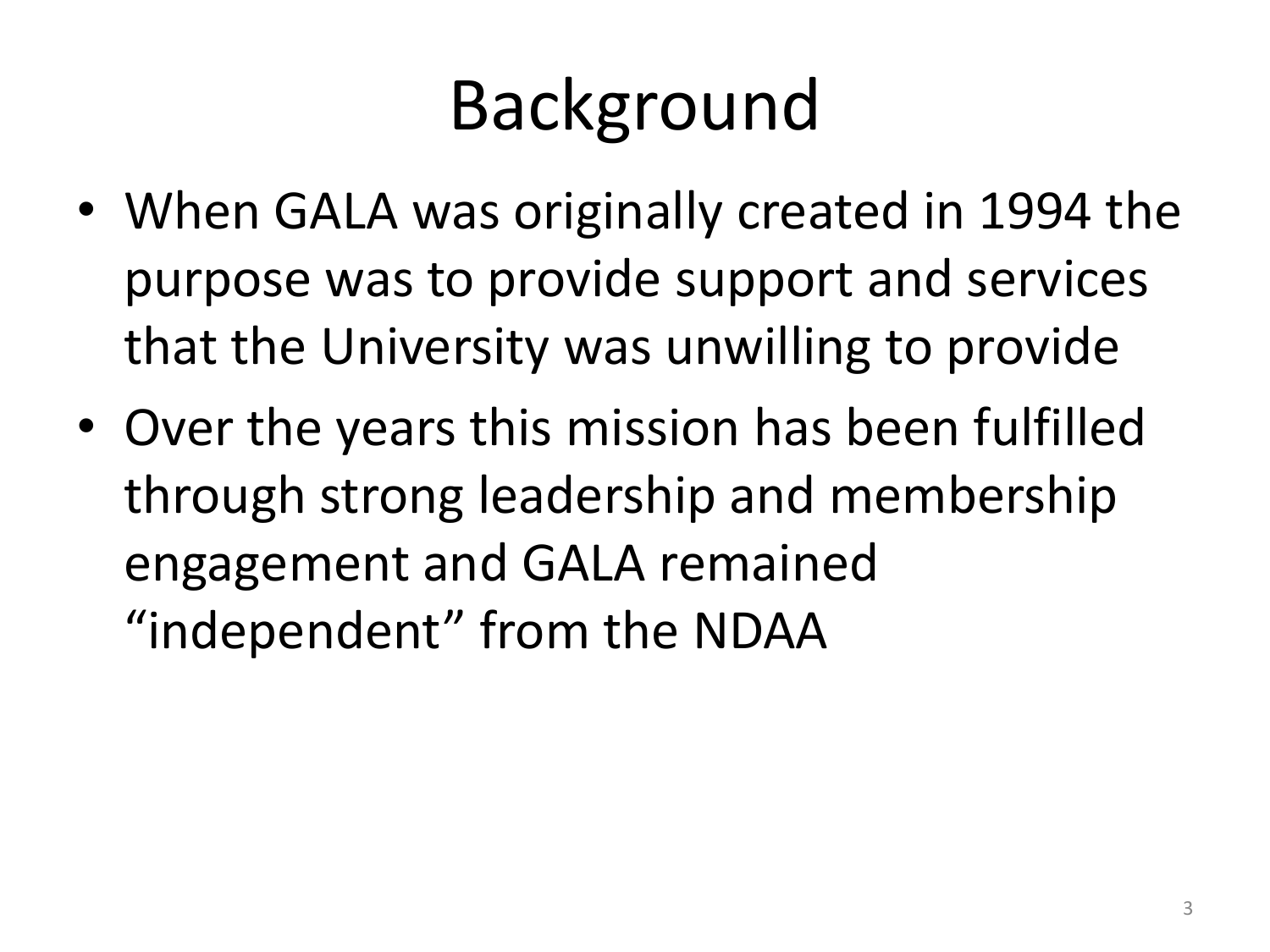# Background

- When GALA was originally created in 1994 the purpose was to provide support and services that the University was unwilling to provide
- Over the years this mission has been fulfilled through strong leadership and membership engagement and GALA remained "independent" from the NDAA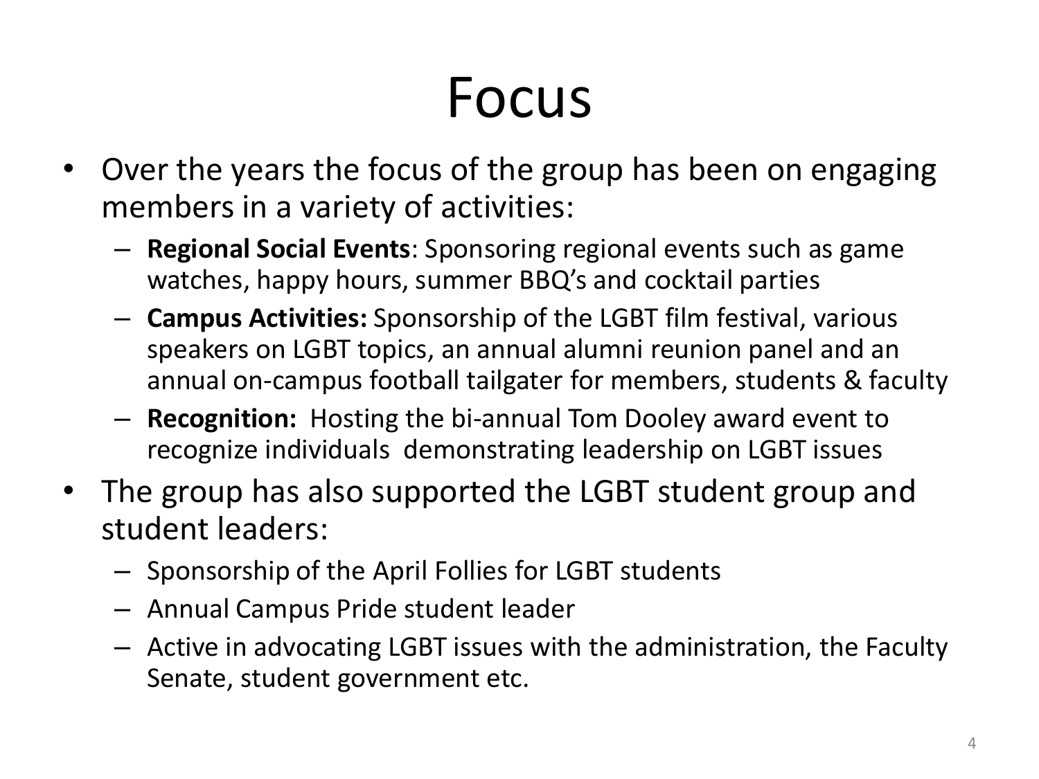# Focus

- Over the years the focus of the group has been on engaging members in a variety of activities:
  - **Regional Social Events**: Sponsoring regional events such as game watches, happy hours, summer BBQ's and cocktail parties
  - **Campus Activities:** Sponsorship of the LGBT film festival, various speakers on LGBT topics, an annual alumni reunion panel and an annual on-campus football tailgater for members, students & faculty
  - **Recognition:** Hosting the bi-annual Tom Dooley award event to recognize individuals demonstrating leadership on LGBT issues
- The group has also supported the LGBT student group and student leaders:
  - Sponsorship of the April Follies for LGBT students
  - Annual Campus Pride student leader
  - Active in advocating LGBT issues with the administration, the Faculty Senate, student government etc.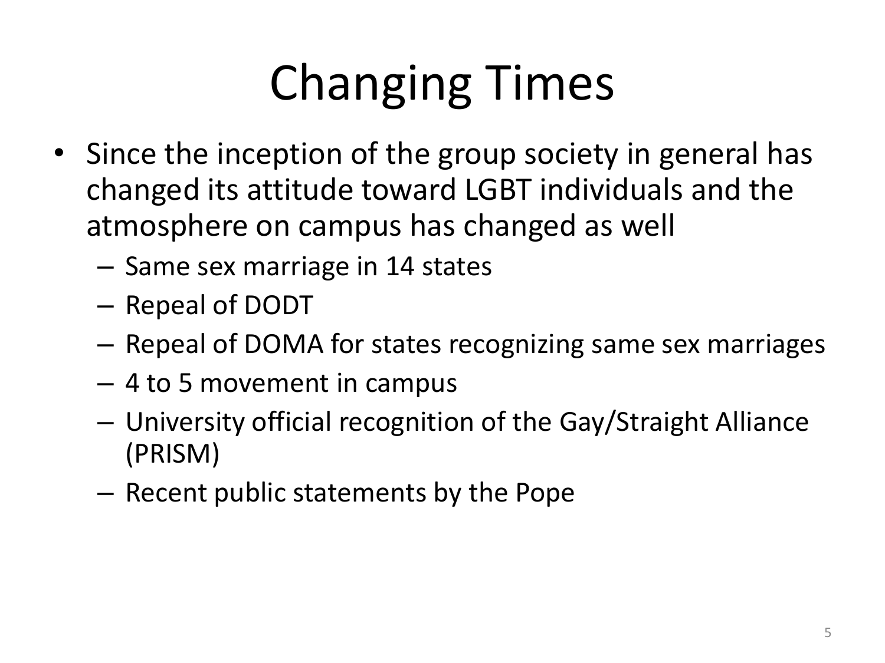# Changing Times

- Since the inception of the group society in general has changed its attitude toward LGBT individuals and the atmosphere on campus has changed as well
  - Same sex marriage in 14 states
  - Repeal of DODT
  - Repeal of DOMA for states recognizing same sex marriages
  - 4 to 5 movement in campus
  - University official recognition of the Gay/Straight Alliance (PRISM)
  - Recent public statements by the Pope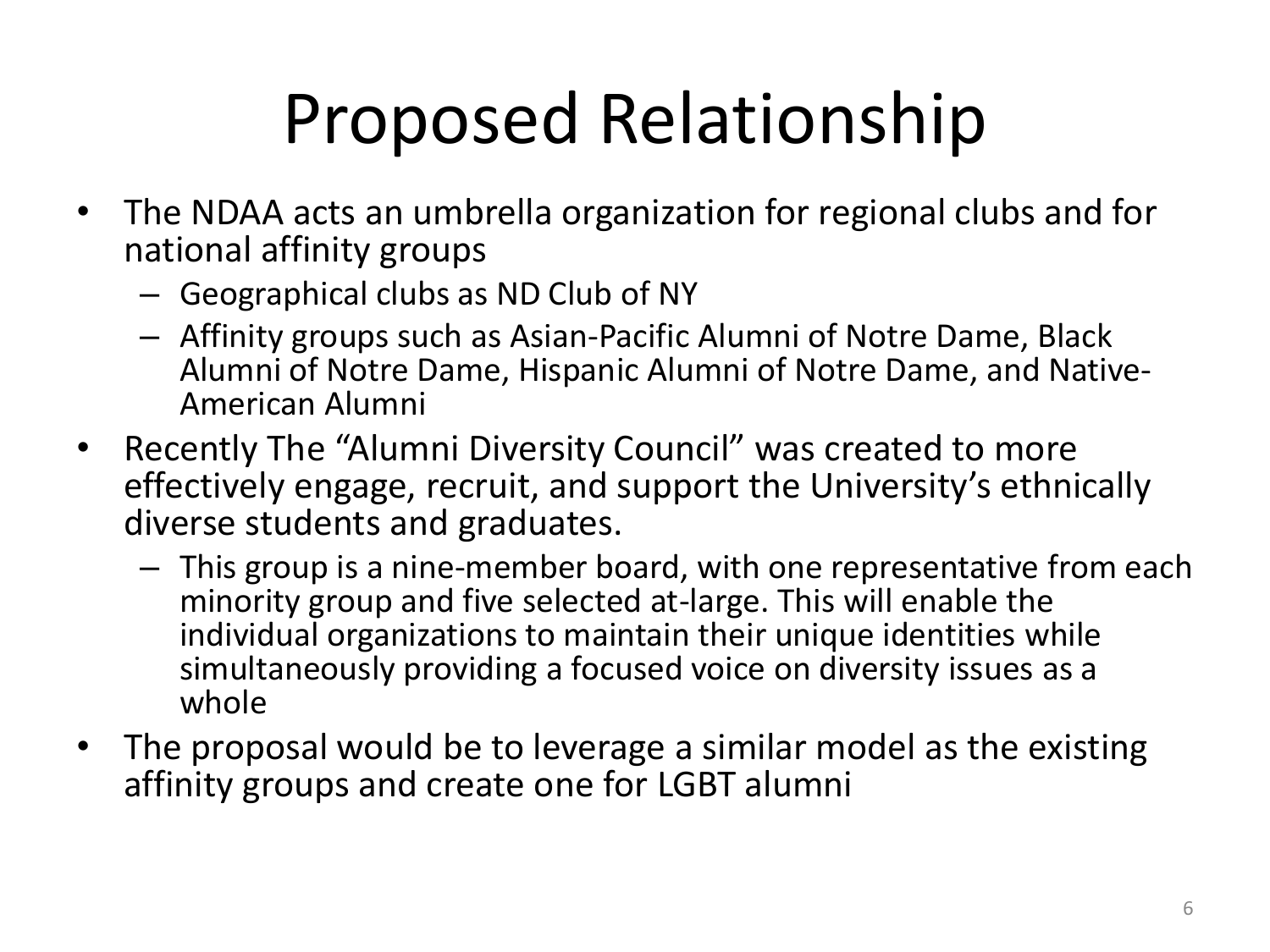# Proposed Relationship

- The NDAA acts an umbrella organization for regional clubs and for national affinity groups
  - Geographical clubs as ND Club of NY
  - Affinity groups such as Asian-Pacific Alumni of Notre Dame, Black Alumni of Notre Dame, Hispanic Alumni of Notre Dame, and Native-American Alumni
- Recently The "Alumni Diversity Council" was created to more effectively engage, recruit, and support the University's ethnically diverse students and graduates.
  - This group is a nine-member board, with one representative from each minority group and five selected at-large. This will enable the individual organizations to maintain their unique identities while simultaneously providing a focused voice on diversity issues as a whole
- The proposal would be to leverage a similar model as the existing affinity groups and create one for LGBT alumni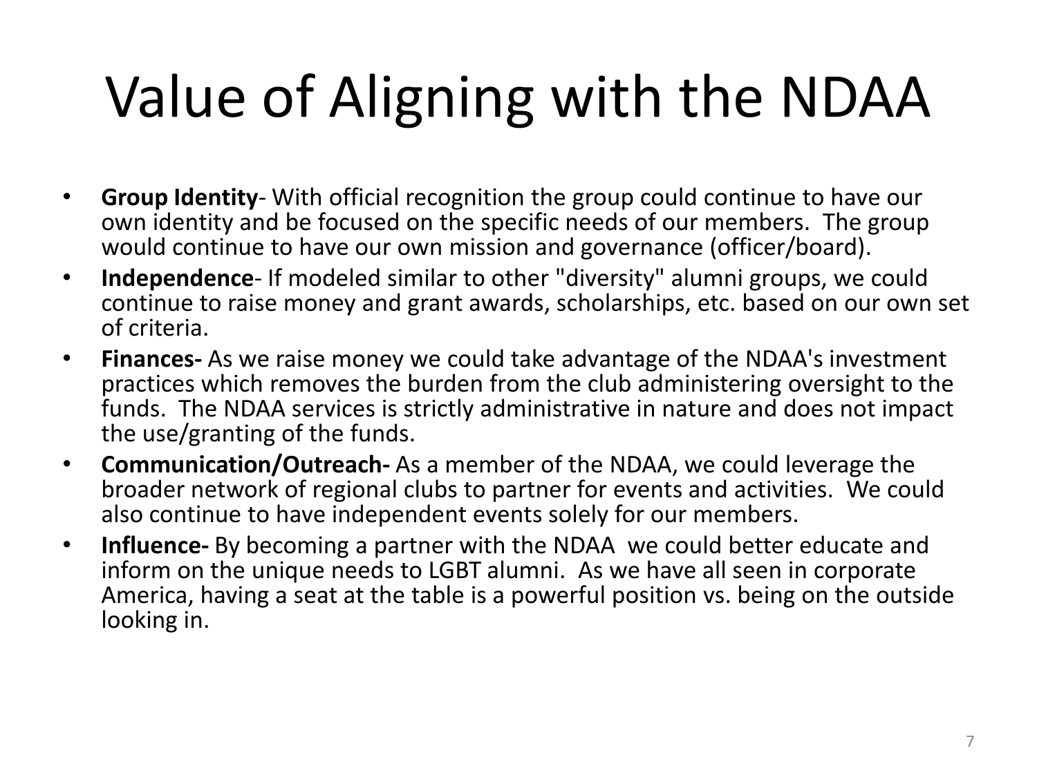# Value of Aligning with the NDAA

- **Group Identity**- With official recognition the group could continue to have our own identity and be focused on the specific needs of our members. The group would continue to have our own mission and governance (officer/board).
- **Independence**- If modeled similar to other "diversity" alumni groups, we could continue to raise money and grant awards, scholarships, etc. based on our own set of criteria.
- **Finances-** As we raise money we could take advantage of the NDAA's investment practices which removes the burden from the club administering oversight to the funds. The NDAA services is strictly administrative in nature and does not impact the use/granting of the funds.
- **Communication/Outreach-** As a member of the NDAA, we could leverage the broader network of regional clubs to partner for events and activities. We could also continue to have independent events solely for our members.
- **Influence-** By becoming a partner with the NDAA we could better educate and inform on the unique needs to LGBT alumni. As we have all seen in corporate America, having a seat at the table is a powerful position vs. being on the outside looking in.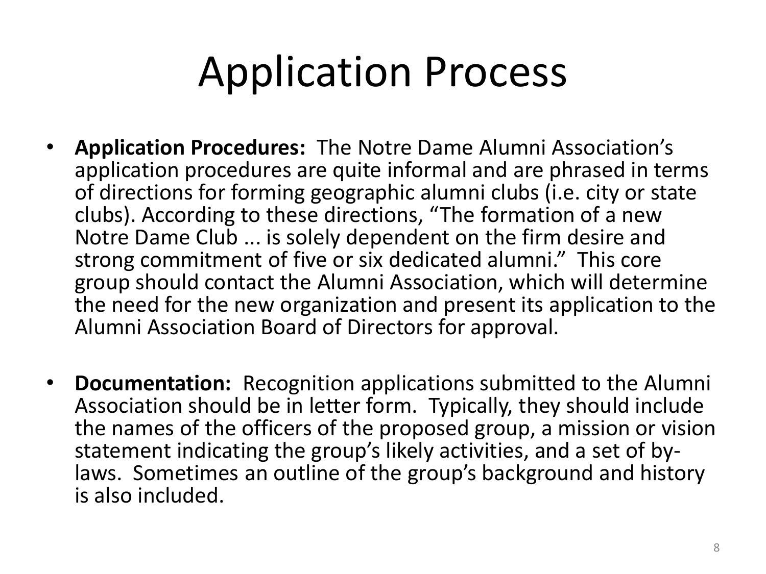# Application Process

- **Application Procedures:** The Notre Dame Alumni Association's application procedures are quite informal and are phrased in terms of directions for forming geographic alumni clubs (i.e. city or state clubs). According to these directions, "The formation of a new Notre Dame Club ... is solely dependent on the firm desire and strong commitment of five or six dedicated alumni." This core group should contact the Alumni Association, which will determine the need for the new organization and present its application to the Alumni Association Board of Directors for approval.

- **Documentation:** Recognition applications submitted to the Alumni Association should be in letter form. Typically, they should include the names of the officers of the proposed group, a mission or vision statement indicating the group's likely activities, and a set of by-laws. Sometimes an outline of the group's background and history is also included.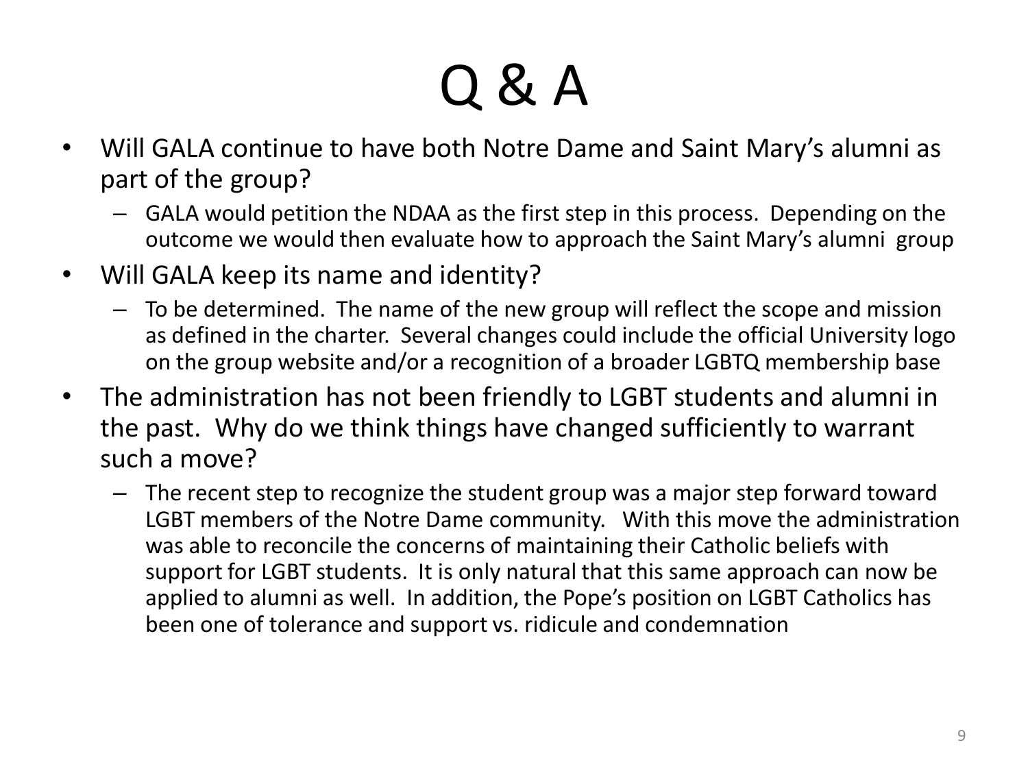# Q & A

- Will GALA continue to have both Notre Dame and Saint Mary's alumni as part of the group?
  - GALA would petition the NDAA as the first step in this process. Depending on the outcome we would then evaluate how to approach the Saint Mary's alumni group
- Will GALA keep its name and identity?
  - To be determined. The name of the new group will reflect the scope and mission as defined in the charter. Several changes could include the official University logo on the group website and/or a recognition of a broader LGBTQ membership base
- The administration has not been friendly to LGBT students and alumni in the past. Why do we think things have changed sufficiently to warrant such a move?
  - The recent step to recognize the student group was a major step forward toward LGBT members of the Notre Dame community. With this move the administration was able to reconcile the concerns of maintaining their Catholic beliefs with support for LGBT students. It is only natural that this same approach can now be applied to alumni as well. In addition, the Pope's position on LGBT Catholics has been one of tolerance and support vs. ridicule and condemnation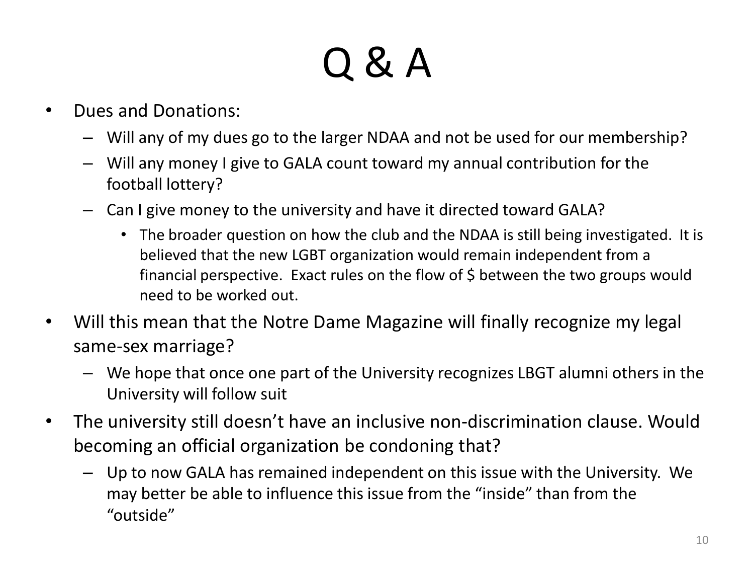# Q & A

- Dues and Donations:
  - Will any of my dues go to the larger NDAA and not be used for our membership?
  - Will any money I give to GALA count toward my annual contribution for the football lottery?
  - Can I give money to the university and have it directed toward GALA?
    - The broader question on how the club and the NDAA is still being investigated. It is believed that the new LGBT organization would remain independent from a financial perspective. Exact rules on the flow of $ between the two groups would need to be worked out.
- Will this mean that the Notre Dame Magazine will finally recognize my legal same-sex marriage?
  - We hope that once one part of the University recognizes LBGT alumni others in the University will follow suit
- The university still doesn't have an inclusive non-discrimination clause. Would becoming an official organization be condoning that?
  - Up to now GALA has remained independent on this issue with the University. We may better be able to influence this issue from the "inside" than from the "outside"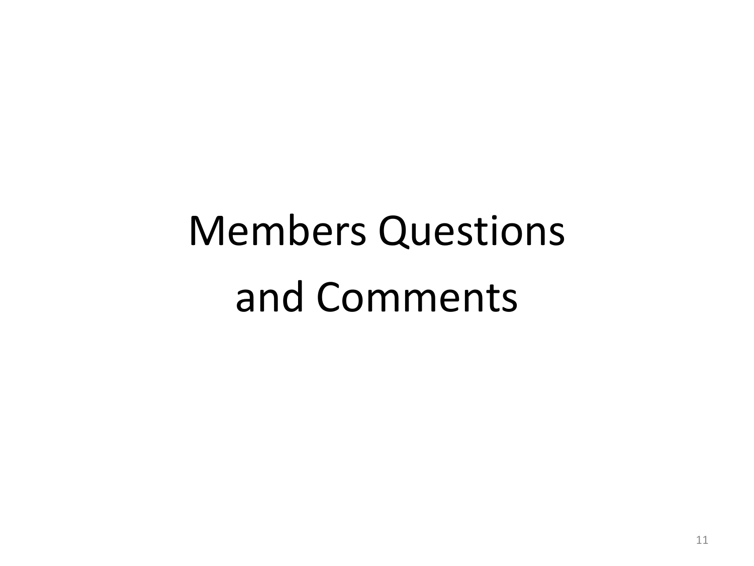# Members Questions and Comments